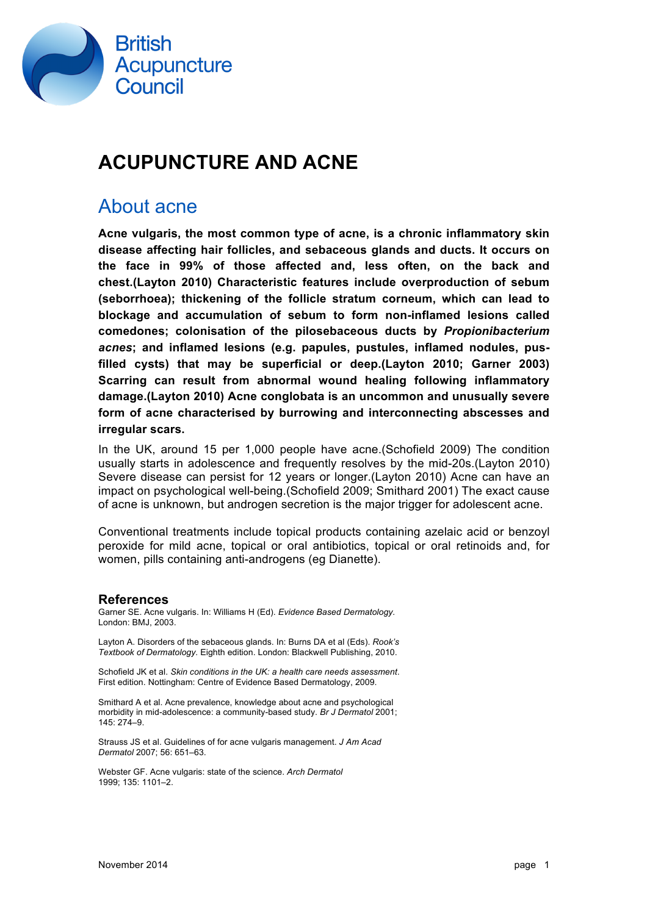British Acupuncture Council

# ACUPUNCTURE AND ACNE

## About acne

**Acne vulgaris, the most common type of acne, is a chronic inflammatory skin disease affecting hair follicles, and sebaceous glands and ducts. It occurs on the face in 99% of those affected and, less often, on the back and chest.(Layton 2010) Characteristic features include overproduction of sebum (seborrhoea); thickening of the follicle stratum corneum, which can lead to blockage and accumulation of sebum to form non-inflamed lesions called comedones; colonisation of the pilosebaceous ducts by *Propionibacterium acnes*; and inflamed lesions (e.g. papules, pustules, inflamed nodules, pus-filled cysts) that may be superficial or deep.(Layton 2010; Garner 2003) Scarring can result from abnormal wound healing following inflammatory damage.(Layton 2010) Acne conglobata is an uncommon and unusually severe form of acne characterised by burrowing and interconnecting abscesses and irregular scars.**

In the UK, around 15 per 1,000 people have acne.(Schofield 2009) The condition usually starts in adolescence and frequently resolves by the mid-20s.(Layton 2010) Severe disease can persist for 12 years or longer.(Layton 2010) Acne can have an impact on psychological well-being.(Schofield 2009; Smithard 2001) The exact cause of acne is unknown, but androgen secretion is the major trigger for adolescent acne.

Conventional treatments include topical products containing azelaic acid or benzoyl peroxide for mild acne, topical or oral antibiotics, topical or oral retinoids and, for women, pills containing anti-androgens (eg Dianette).

### References

Garner SE. Acne vulgaris. In: Williams H (Ed). *Evidence Based Dermatology.* London: BMJ, 2003.

Layton A. Disorders of the sebaceous glands. In: Burns DA et al (Eds). *Rook's Textbook of Dermatology*. Eighth edition. London: Blackwell Publishing, 2010.

Schofield JK et al. *Skin conditions in the UK: a health care needs assessment*. First edition. Nottingham: Centre of Evidence Based Dermatology, 2009.

Smithard A et al. Acne prevalence, knowledge about acne and psychological morbidity in mid-adolescence: a community-based study. *Br J Dermatol* 2001; 145: 274–9.

Strauss JS et al. Guidelines of for acne vulgaris management. *J Am Acad Dermatol* 2007; 56: 651–63.

Webster GF. Acne vulgaris: state of the science. *Arch Dermatol* 1999; 135: 1101–2.

November 2014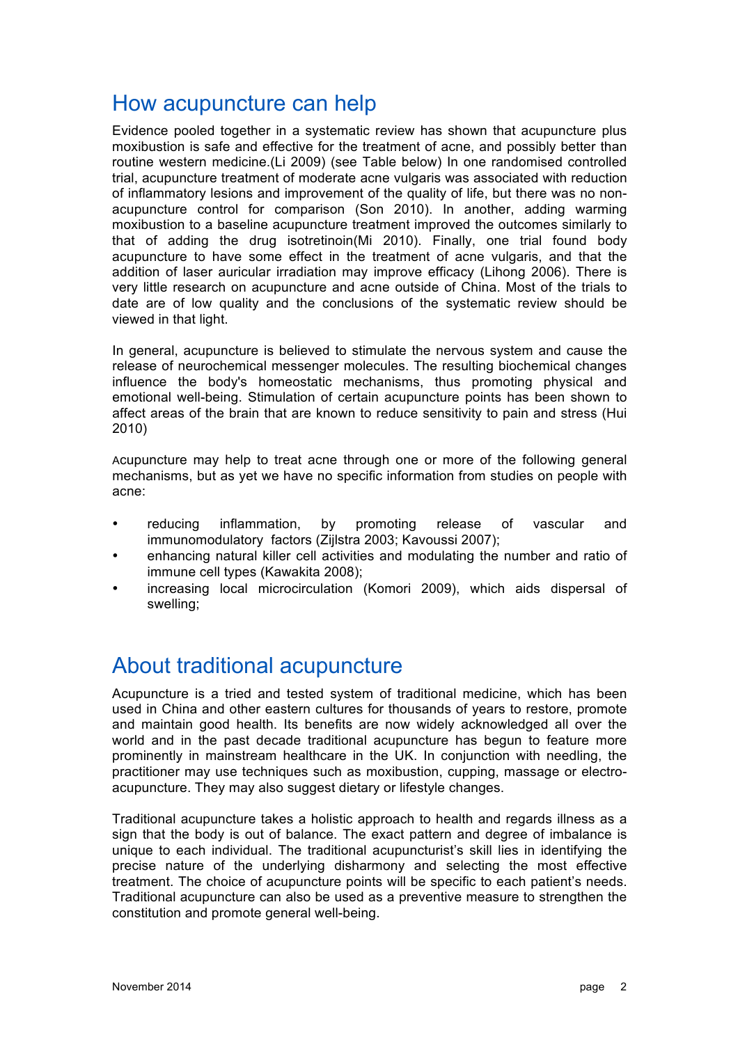## How acupuncture can help

Evidence pooled together in a systematic review has shown that acupuncture plus moxibustion is safe and effective for the treatment of acne, and possibly better than routine western medicine.(Li 2009) (see Table below) In one randomised controlled trial, acupuncture treatment of moderate acne vulgaris was associated with reduction of inflammatory lesions and improvement of the quality of life, but there was no non-acupuncture control for comparison (Son 2010). In another, adding warming moxibustion to a baseline acupuncture treatment improved the outcomes similarly to that of adding the drug isotretinoin(Mi 2010). Finally, one trial found body acupuncture to have some effect in the treatment of acne vulgaris, and that the addition of laser auricular irradiation may improve efficacy (Lihong 2006). There is very little research on acupuncture and acne outside of China. Most of the trials to date are of low quality and the conclusions of the systematic review should be viewed in that light.

In general, acupuncture is believed to stimulate the nervous system and cause the release of neurochemical messenger molecules. The resulting biochemical changes influence the body's homeostatic mechanisms, thus promoting physical and emotional well-being. Stimulation of certain acupuncture points has been shown to affect areas of the brain that are known to reduce sensitivity to pain and stress (Hui 2010)

Acupuncture may help to treat acne through one or more of the following general mechanisms, but as yet we have no specific information from studies on people with acne:

- reducing inflammation, by promoting release of vascular and immunomodulatory factors (Zijlstra 2003; Kavoussi 2007);
- enhancing natural killer cell activities and modulating the number and ratio of immune cell types (Kawakita 2008);
- increasing local microcirculation (Komori 2009), which aids dispersal of swelling;

## About traditional acupuncture

Acupuncture is a tried and tested system of traditional medicine, which has been used in China and other eastern cultures for thousands of years to restore, promote and maintain good health. Its benefits are now widely acknowledged all over the world and in the past decade traditional acupuncture has begun to feature more prominently in mainstream healthcare in the UK. In conjunction with needling, the practitioner may use techniques such as moxibustion, cupping, massage or electro-acupuncture. They may also suggest dietary or lifestyle changes.

Traditional acupuncture takes a holistic approach to health and regards illness as a sign that the body is out of balance. The exact pattern and degree of imbalance is unique to each individual. The traditional acupuncturist's skill lies in identifying the precise nature of the underlying disharmony and selecting the most effective treatment. The choice of acupuncture points will be specific to each patient's needs. Traditional acupuncture can also be used as a preventive measure to strengthen the constitution and promote general well-being.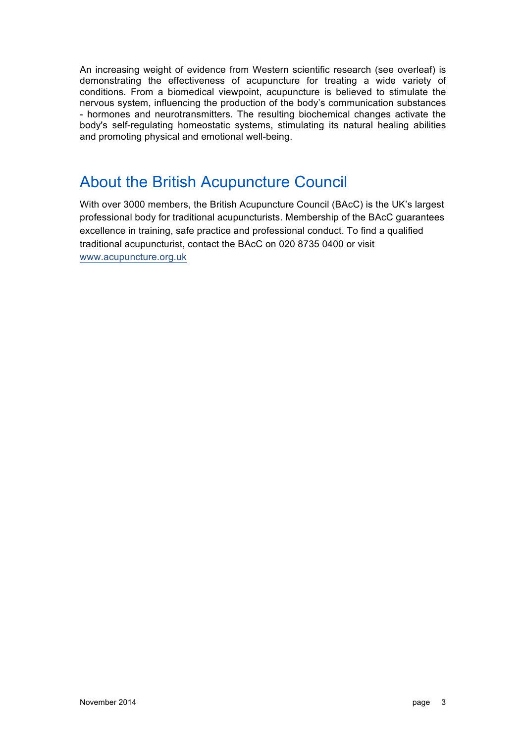An increasing weight of evidence from Western scientific research (see overleaf) is demonstrating the effectiveness of acupuncture for treating a wide variety of conditions. From a biomedical viewpoint, acupuncture is believed to stimulate the nervous system, influencing the production of the body's communication substances - hormones and neurotransmitters. The resulting biochemical changes activate the body's self-regulating homeostatic systems, stimulating its natural healing abilities and promoting physical and emotional well-being.

## About the British Acupuncture Council

With over 3000 members, the British Acupuncture Council (BAcC) is the UK's largest professional body for traditional acupuncturists. Membership of the BAcC guarantees excellence in training, safe practice and professional conduct. To find a qualified traditional acupuncturist, contact the BAcC on 020 8735 0400 or visit [www.acupuncture.org.uk](http://www.acupuncture.org.uk)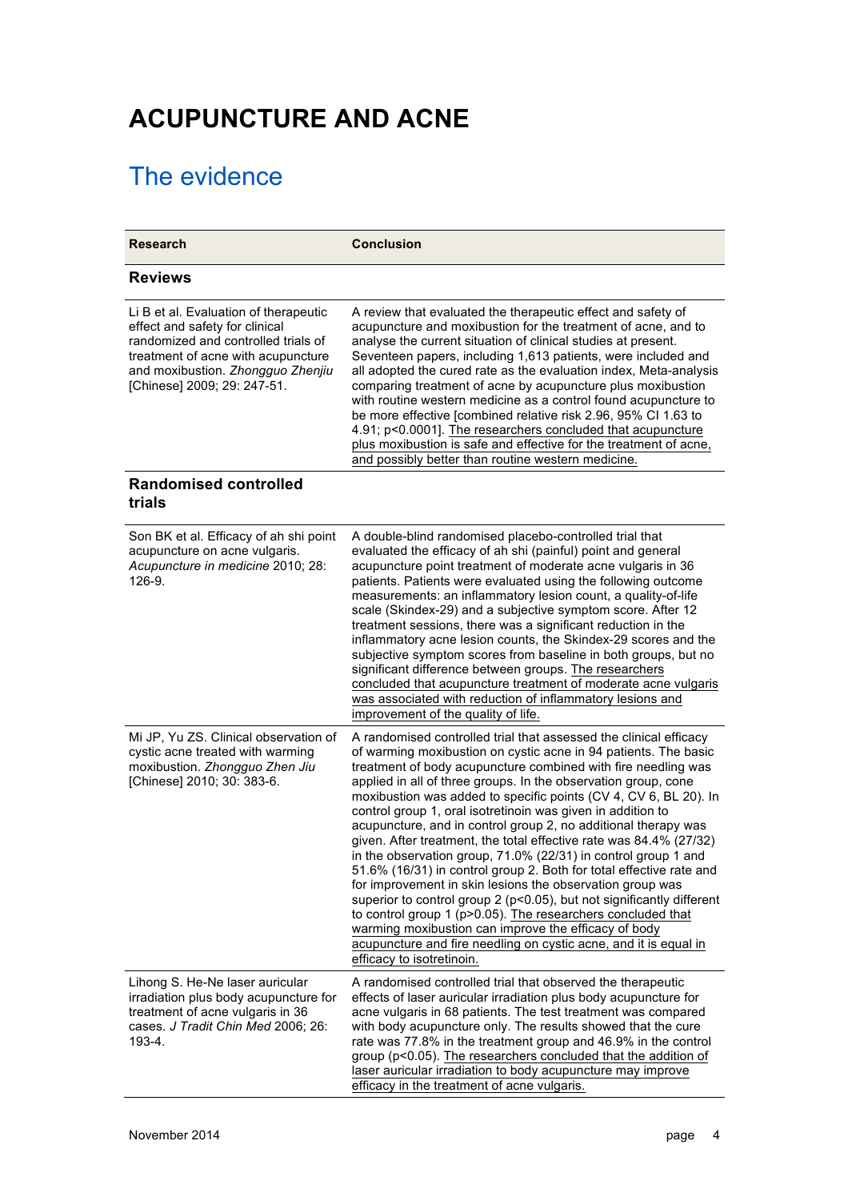# ACUPUNCTURE AND ACNE

## The evidence

| Research | Conclusion |
|---|---|
| **Reviews** | |
| Li B et al. Evaluation of therapeutic effect and safety for clinical randomized and controlled trials of treatment of acne with acupuncture and moxibustion. *Zhongguo Zhenjiu* [Chinese] 2009; 29: 247-51. | A review that evaluated the therapeutic effect and safety of acupuncture and moxibustion for the treatment of acne, and to analyse the current situation of clinical studies at present. Seventeen papers, including 1,613 patients, were included and all adopted the cured rate as the evaluation index, Meta-analysis comparing treatment of acne by acupuncture plus moxibustion with routine western medicine as a control found acupuncture to be more effective [combined relative risk 2.96, 95% CI 1.63 to 4.91; $p<0.0001$]. The researchers concluded that acupuncture plus moxibustion is safe and effective for the treatment of acne, and possibly better than routine western medicine. |
| **Randomised controlled trials** | |
| Son BK et al. Efficacy of ah shi point acupuncture on acne vulgaris. *Acupuncture in medicine* 2010; 28: 126-9. | A double-blind randomised placebo-controlled trial that evaluated the efficacy of ah shi (painful) point and general acupuncture point treatment of moderate acne vulgaris in 36 patients. Patients were evaluated using the following outcome measurements: an inflammatory lesion count, a quality-of-life scale (Skindex-29) and a subjective symptom score. After 12 treatment sessions, there was a significant reduction in the inflammatory acne lesion counts, the Skindex-29 scores and the subjective symptom scores from baseline in both groups, but no significant difference between groups. The researchers concluded that acupuncture treatment of moderate acne vulgaris was associated with reduction of inflammatory lesions and improvement of the quality of life. |
| Mi JP, Yu ZS. Clinical observation of cystic acne treated with warming moxibustion. *Zhongguo Zhen Jiu* [Chinese] 2010; 30: 383-6. | A randomised controlled trial that assessed the clinical efficacy of warming moxibustion on cystic acne in 94 patients. The basic treatment of body acupuncture combined with fire needling was applied in all of three groups. In the observation group, cone moxibustion was added to specific points (CV 4, CV 6, BL 20). In control group 1, oral isotretinoin was given in addition to acupuncture, and in control group 2, no additional therapy was given. After treatment, the total effective rate was 84.4% (27/32) in the observation group, 71.0% (22/31) in control group 1 and 51.6% (16/31) in control group 2. Both for total effective rate and for improvement in skin lesions the observation group was superior to control group 2 ($p<0.05$), but not significantly different to control group 1 ($p>0.05$). The researchers concluded that warming moxibustion can improve the efficacy of body acupuncture and fire needling on cystic acne, and it is equal in efficacy to isotretinoin. |
| Lihong S. He-Ne laser auricular irradiation plus body acupuncture for treatment of acne vulgaris in 36 cases. *J Tradit Chin Med* 2006; 26: 193-4. | A randomised controlled trial that observed the therapeutic effects of laser auricular irradiation plus body acupuncture for acne vulgaris in 68 patients. The test treatment was compared with body acupuncture only. The results showed that the cure rate was 77.8% in the treatment group and 46.9% in the control group ($p<0.05$). The researchers concluded that the addition of laser auricular irradiation to body acupuncture may improve efficacy in the treatment of acne vulgaris. |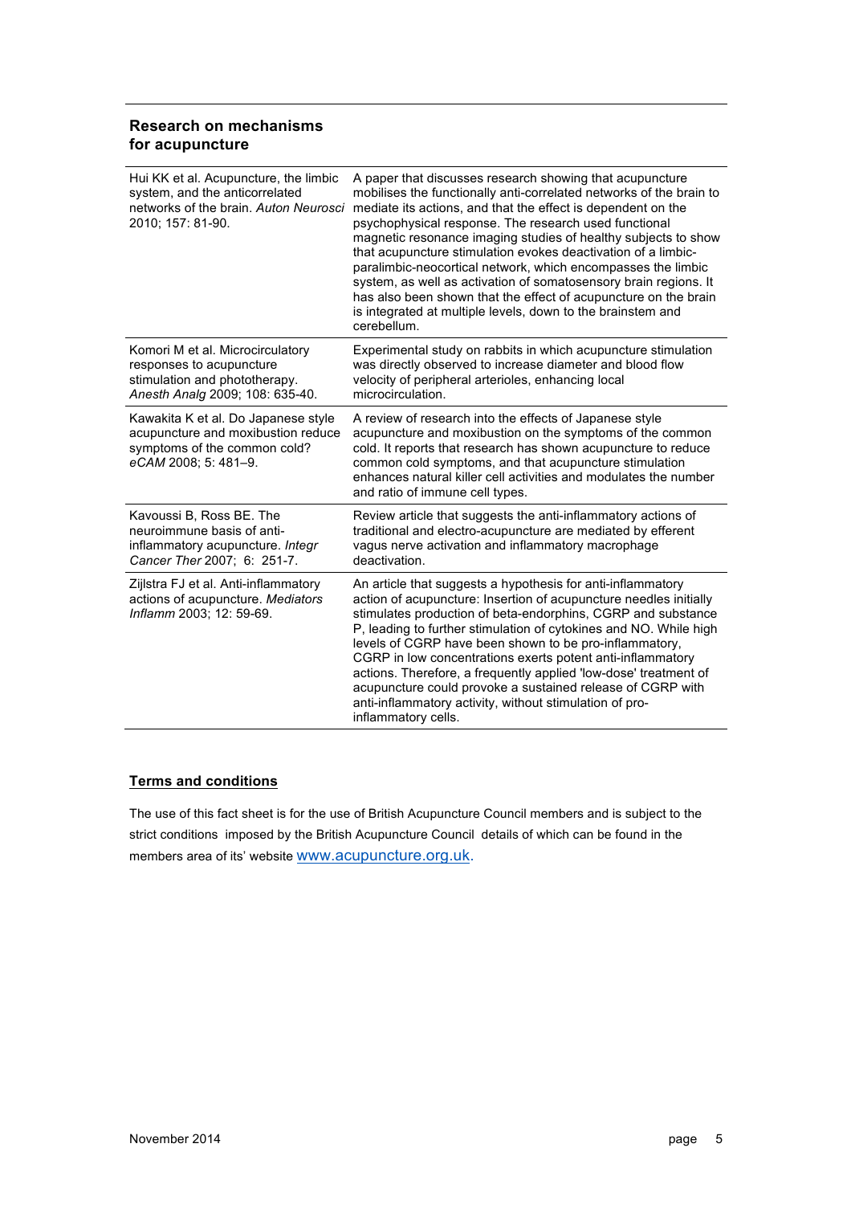## Research on mechanisms for acupuncture

| | |
|---|---|
| Hui KK et al. Acupuncture, the limbic system, and the anticorrelated networks of the brain. *Auton Neurosci* 2010; 157: 81-90. | A paper that discusses research showing that acupuncture mobilises the functionally anti-correlated networks of the brain to mediate its actions, and that the effect is dependent on the psychophysical response. The research used functional magnetic resonance imaging studies of healthy subjects to show that acupuncture stimulation evokes deactivation of a limbic-paralimbic-neocortical network, which encompasses the limbic system, as well as activation of somatosensory brain regions. It has also been shown that the effect of acupuncture on the brain is integrated at multiple levels, down to the brainstem and cerebellum. |
| Komori M et al. Microcirculatory responses to acupuncture stimulation and phototherapy. *Anesth Analg* 2009; 108: 635-40. | Experimental study on rabbits in which acupuncture stimulation was directly observed to increase diameter and blood flow velocity of peripheral arterioles, enhancing local microcirculation. |
| Kawakita K et al. Do Japanese style acupuncture and moxibustion reduce symptoms of the common cold? *eCAM* 2008; 5: 481–9. | A review of research into the effects of Japanese style acupuncture and moxibustion on the symptoms of the common cold. It reports that research has shown acupuncture to reduce common cold symptoms, and that acupuncture stimulation enhances natural killer cell activities and modulates the number and ratio of immune cell types. |
| Kavoussi B, Ross BE. The neuroimmune basis of anti-inflammatory acupuncture. *Integr Cancer Ther* 2007; 6: 251-7. | Review article that suggests the anti-inflammatory actions of traditional and electro-acupuncture are mediated by efferent vagus nerve activation and inflammatory macrophage deactivation. |
| Zijlstra FJ et al. Anti-inflammatory actions of acupuncture. *Mediators Inflamm* 2003; 12: 59-69. | An article that suggests a hypothesis for anti-inflammatory action of acupuncture: Insertion of acupuncture needles initially stimulates production of beta-endorphins, CGRP and substance P, leading to further stimulation of cytokines and NO. While high levels of CGRP have been shown to be pro-inflammatory, CGRP in low concentrations exerts potent anti-inflammatory actions. Therefore, a frequently applied 'low-dose' treatment of acupuncture could provoke a sustained release of CGRP with anti-inflammatory activity, without stimulation of pro-inflammatory cells. |

### Terms and conditions

The use of this fact sheet is for the use of British Acupuncture Council members and is subject to the strict conditions imposed by the British Acupuncture Council details of which can be found in the members area of its' website www.acupuncture.org.uk.

November 2014